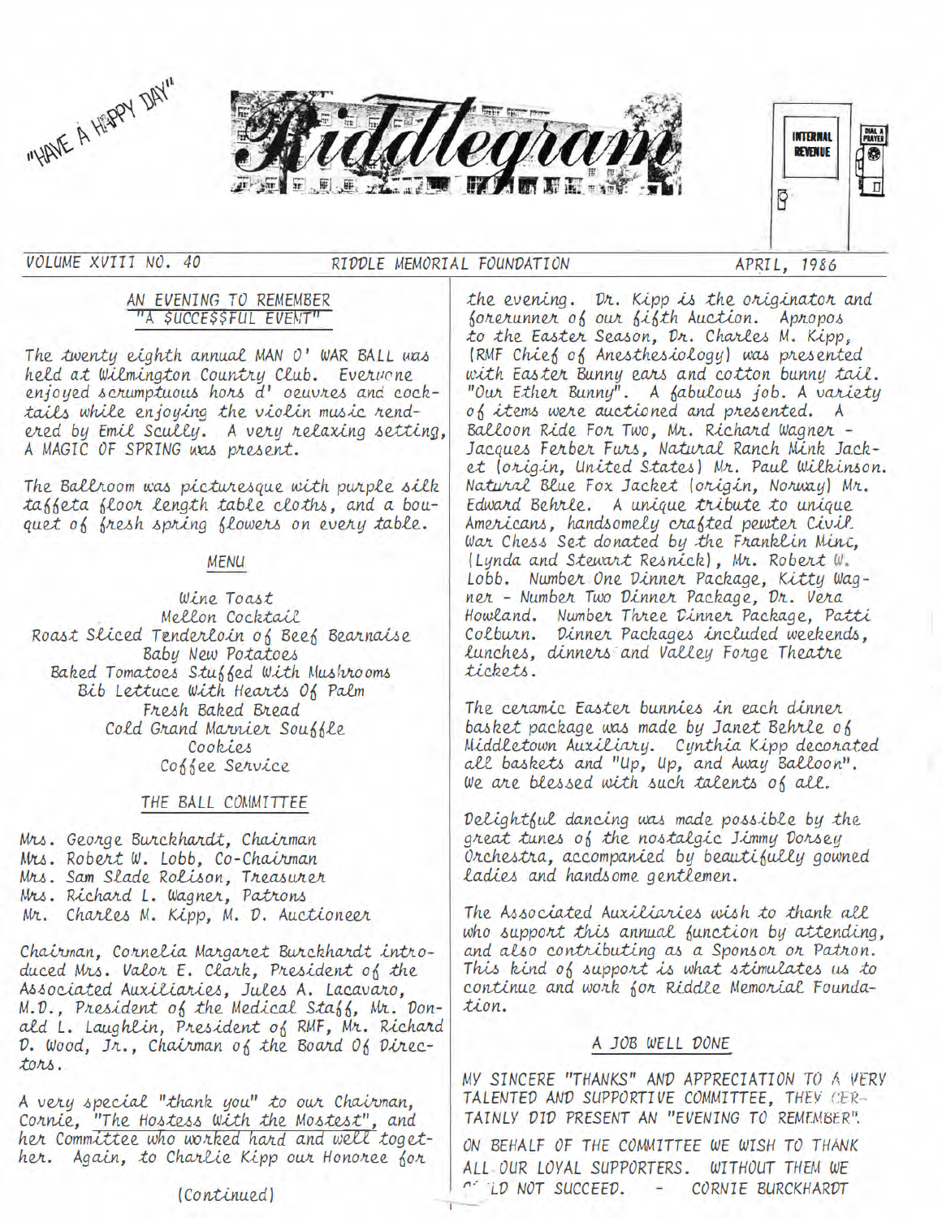"HAVE A HAPPY DAY"

# Riddlegram

VOLUME XVIII NO. 40 | RIDDLE MEMORIAL FOUNDATION | APRIL, 1986

## AN EVENING TO REMEMBER
## "A $UCCE$$FUL EVENT"

The twenty eighth annual MAN O' WAR BALL was held at Wilmington Country Club. Everyone enjoyed scrumptuous hors d' oeuvres and cocktails while enjoying the violin music rendered by Emil Scully. A very relaxing setting, A MAGIC OF SPRING was present.

The Ballroom was picturesque with purple silk taffeta floor length table cloths, and a bouquet of fresh spring flowers on every table.

### MENU

Wine Toast
Mellon Cocktail
Roast Sliced Tenderloin of Beef Bearnaise
Baby New Potatoes
Baked Tomatoes Stuffed With Mushrooms
Bib Lettuce With Hearts Of Palm
Fresh Baked Bread
Cold Grand Marnier Souffle
Cookies
Coffee Service

### THE BALL COMMITTEE

Mrs. George Burckhardt, Chairman
Mrs. Robert W. Lobb, Co-Chairman
Mrs. Sam Slade Rolison, Treasurer
Mrs. Richard L. Wagner, Patrons
Mr. Charles M. Kipp, M. D. Auctioneer

Chairman, Cornelia Margaret Burckhardt introduced Mrs. Valor E. Clark, President of the Associated Auxiliaries, Jules A. Lacavaro, M.D., President of the Medical Staff, Mr. Donald L. Laughlin, President of RMF, Mr. Richard D. Wood, Jr., Chairman of the Board Of Directors.

A very special "thank you" to our Chairman, Cornie, "The Hostess With the Mostest", and her Committee who worked hard and well together. Again, to Charlie Kipp our Honoree for the evening. Dr. Kipp is the originator and forerunner of our fifth Auction. Apropos to the Easter Season, Dr. Charles M. Kipp, (RMF Chief of Anesthesiology) was presented with Easter Bunny ears and cotton bunny tail. "Our Ether Bunny". A fabulous job. A variety of items were auctioned and presented. A Balloon Ride For Two, Mr. Richard Wagner - Jacques Ferber Furs, Natural Ranch Mink Jacket (origin, United States) Mr. Paul Wilkinson. Natural Blue Fox Jacket (origin, Norway) Mr. Edward Behrle. A unique tribute to unique Americans, handsomely crafted pewter Civil War Chess Set donated by the Franklin Mint, (Lynda and Stewart Resnick), Mr. Robert W. Lobb. Number One Dinner Package, Kitty Wagner - Number Two Dinner Package, Dr. Vera Howland. Number Three Dinner Package, Patti Colburn. Dinner Packages included weekends, lunches, dinners and Valley Forge Theatre tickets.

The ceramic Easter bunnies in each dinner basket package was made by Janet Behrle of Middletown Auxiliary. Cynthia Kipp decorated all baskets and "Up, Up, and Away Balloon". We are blessed with such talents of all.

Delightful dancing was made possible by the great tunes of the nostalgic Jimmy Dorsey Orchestra, accompanied by beautifully gowned ladies and handsome gentlemen.

The Associated Auxiliaries wish to thank all who support this annual function by attending, and also contributing as a Sponsor or Patron. This kind of support is what stimulates us to continue and work for Riddle Memorial Foundation.

### A JOB WELL DONE

MY SINCERE "THANKS" AND APPRECIATION TO A VERY TALENTED AND SUPPORTIVE COMMITTEE, THEY CERTAINLY DID PRESENT AN "EVENING TO REMEMBER".

ON BEHALF OF THE COMMITTEE WE WISH TO THANK ALL OUR LOYAL SUPPORTERS. WITHOUT THEM WE COULD NOT SUCCEED. - CORNIE BURCKHARDT

(Continued)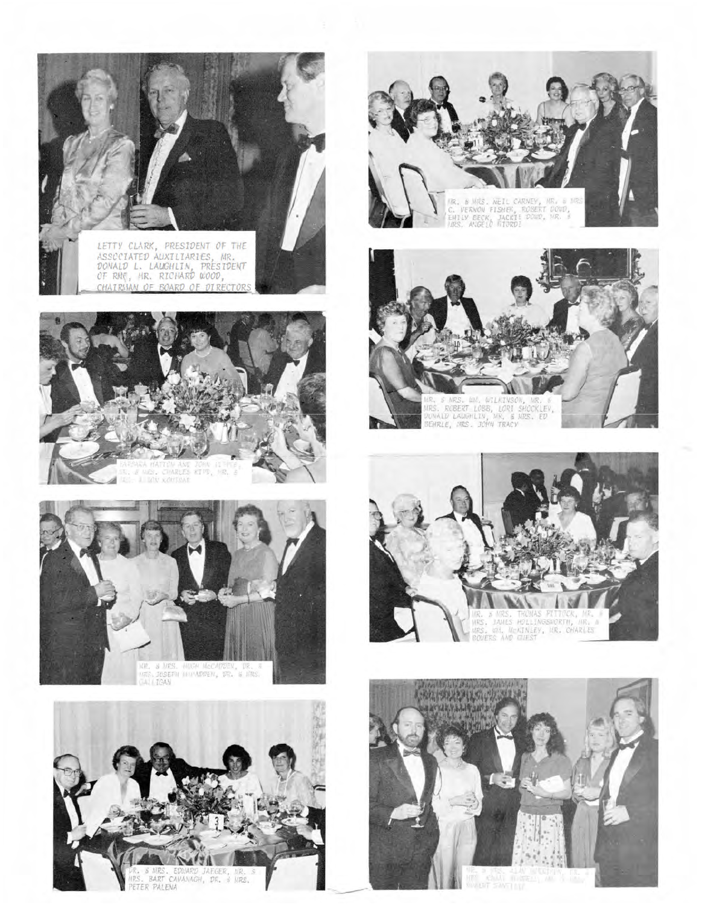LETTY CLARK, PRESIDENT OF THE ASSOCIATED AUXILIARIES, MR. DONALD L. LAUGHLIN, PRESIDENT OF RMC, MR. RICHARD WOOD, CHAIRMAN OF BOARD OF DIRECTORS

MR. & MRS. NEIL CARNEY, MR. & MRS. C. VERNON FISHER, ROBERT DOWD, EMILY BECK, JACKIE DOWD, MR. & MRS. ANGELO RIORDI

BARBARA HATTEN AND JOHN LITTLE, DR. & MRS. CHARLES KIPP, MR. & MRS. ALTON KOUIRAS

MR. & MRS. WM. WILKINSON, MR. & MRS. ROBERT LOBB, LORI SHOCKLEY, DONALD LAUGHLIN, MR. & MRS. ED BEHRLE, MRS. JOHN TRACY

MR. & MRS. HUGH McCADDEN, DR. & MRS. JOSEPH McFADDEN, DR. & MRS. GALLIGAN

MR. & MRS. THOMAS PITTOCK, MR. & MRS. JAMES HOLLINGSWORTH, MR. & MRS. WM. McKINLEY, MR. CHARLES BOWERS AND GUEST

DR. & MRS. EDWARD JAEGER, MR. & MRS. BART CAVANAGH, DR. & MRS. PETER PALENA

MR. & MRS. ALAN MCLAUGHLIN, DR. & MRS. ... RUSSELL, MR. & MRS. ... ROBERT SANSTILE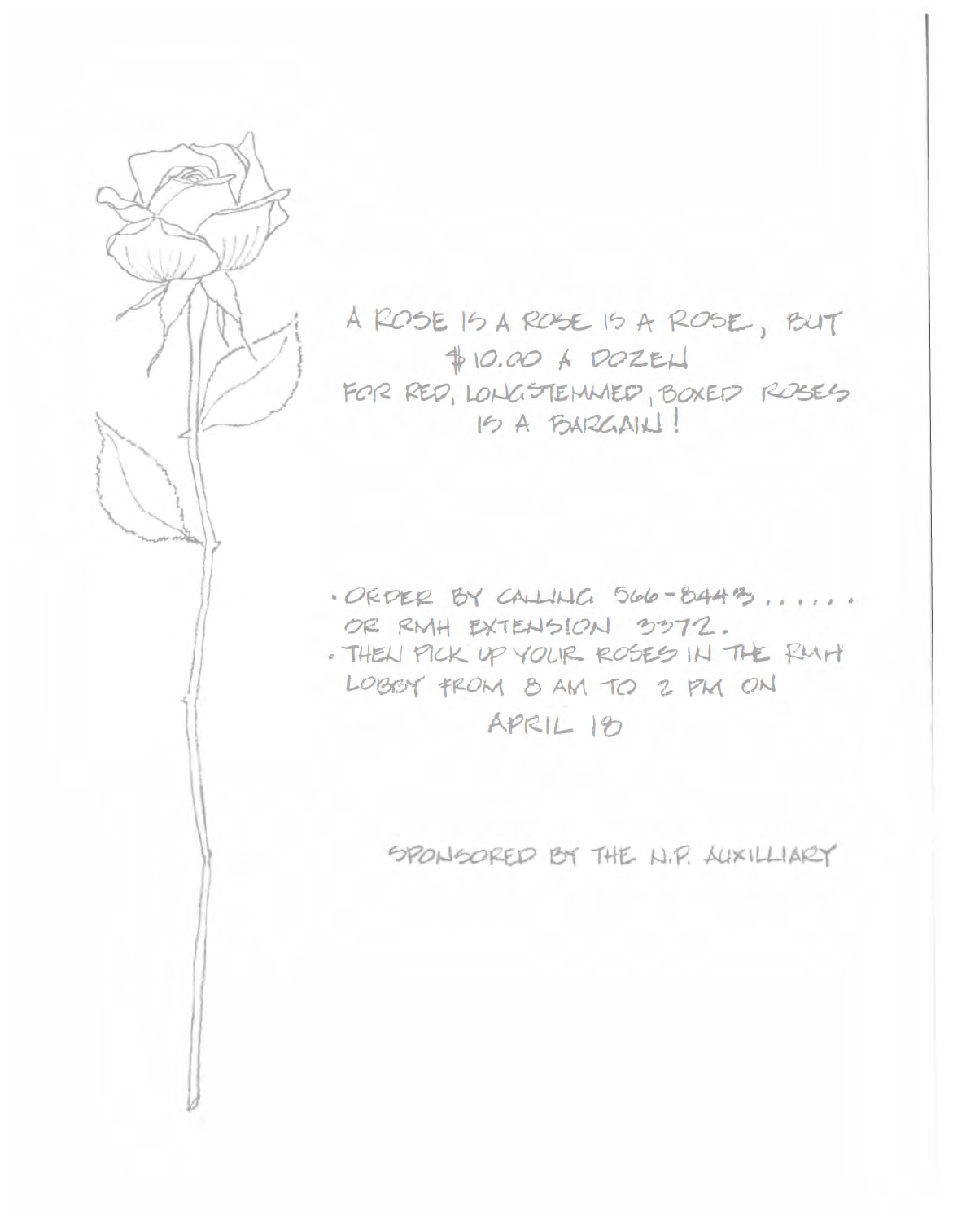A ROSE IS A ROSE IS A ROSE, BUT $10.00 A DOZEN FOR RED, LONGSTEMMED, BOXED ROSES IS A BARGAIN!

- ORDER BY CALLING 566-8443 . . . . . . OR RMH EXTENSION 3372.
- THEN PICK UP YOUR ROSES IN THE RMH LOBBY FROM 8 AM TO 2 PM ON APRIL 18

SPONSORED BY THE N.P. AUXILLIARY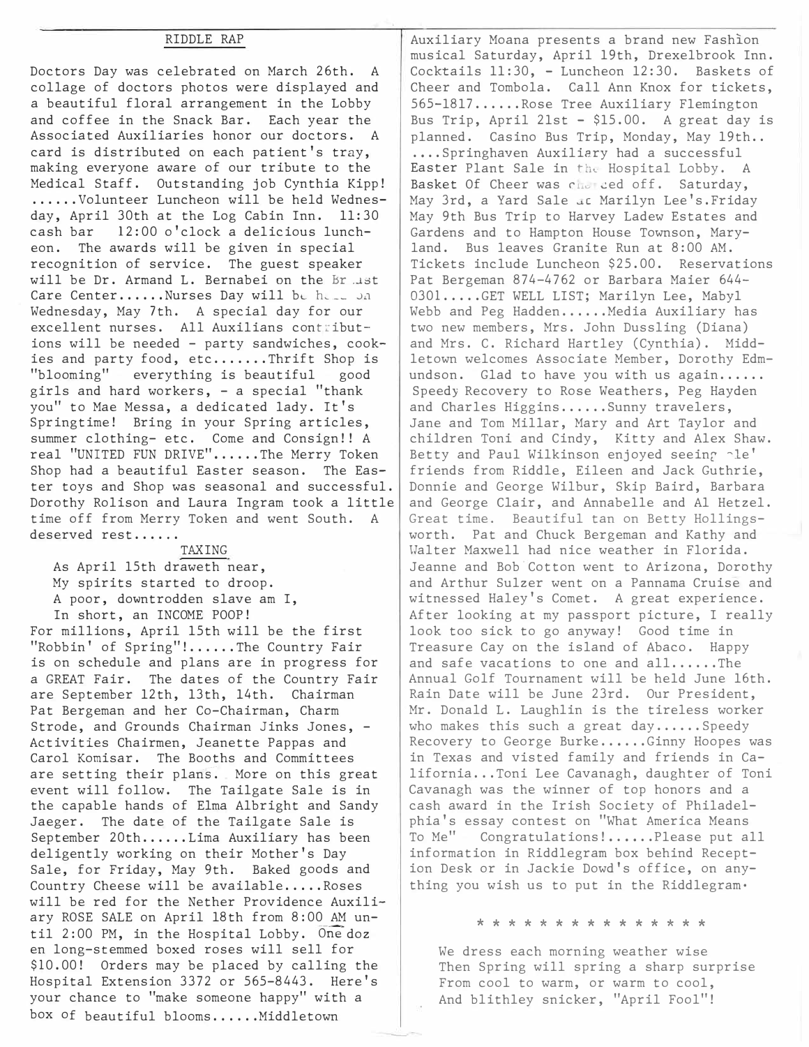## RIDDLE RAP

Doctors Day was celebrated on March 26th. A collage of doctors photos were displayed and a beautiful floral arrangement in the Lobby and coffee in the Snack Bar. Each year the Associated Auxiliaries honor our doctors. A card is distributed on each patient's tray, making everyone aware of our tribute to the Medical Staff. Outstanding job Cynthia Kipp! ......Volunteer Luncheon will be held Wednesday, April 30th at the Log Cabin Inn. 11:30 cash bar 12:00 o'clock a delicious luncheon. The awards will be given in special recognition of service. The guest speaker will be Dr. Armand L. Bernabei on the Breast Care Center......Nurses Day will be held on Wednesday, May 7th. A special day for our excellent nurses. All Auxilians contributions will be needed - party sandwiches, cookies and party food, etc.......Thrift Shop is "blooming" everything is beautiful good girls and hard workers, - a special "thank you" to Mae Messa, a dedicated lady. It's Springtime! Bring in your Spring articles, summer clothing- etc. Come and Consign!! A real "UNITED FUN DRIVE"......The Merry Token Shop had a beautiful Easter season. The Easter toys and Shop was seasonal and successful. Dorothy Rolison and Laura Ingram took a little time off from Merry Token and went South. A deserved rest......

### TAXING

As April 15th draweth near,
My spirits started to droop.
A poor, downtrodden slave am I,
In short, an INCOME POOP!

For millions, April 15th will be the first "Robbin' of Spring"!......The Country Fair is on schedule and plans are in progress for a GREAT Fair. The dates of the Country Fair are September 12th, 13th, 14th. Chairman Pat Bergeman and her Co-Chairman, Charm Strode, and Grounds Chairman Jinks Jones, - Activities Chairmen, Jeanette Pappas and Carol Komisar. The Booths and Committees are setting their plans. More on this great event will follow. The Tailgate Sale is in the capable hands of Elma Albright and Sandy Jaeger. The date of the Tailgate Sale is September 20th......Lima Auxiliary has been deligently working on their Mother's Day Sale, for Friday, May 9th. Baked goods and Country Cheese will be available.....Roses will be red for the Nether Providence Auxiliary ROSE SALE on April 18th from 8:00 AM until 2:00 PM, in the Hospital Lobby. One doz en long-stemmed boxed roses will sell for $10.00! Orders may be placed by calling the Hospital Extension 3372 or 565-8443. Here's your chance to "make someone happy" with a box of beautiful blooms......Middletown Auxiliary Moana presents a brand new Fashion musical Saturday, April 19th, Drexelbrook Inn. Cocktails 11:30, - Luncheon 12:30. Baskets of Cheer and Tombola. Call Ann Knox for tickets, 565-1817......Rose Tree Auxiliary Flemington Bus Trip, April 21st - $15.00. A great day is planned. Casino Bus Trip, Monday, May 19th.. ....Springhaven Auxiliary had a successful Easter Plant Sale in the Hospital Lobby. A Basket Of Cheer was chanced off. Saturday, May 3rd, a Yard Sale at Marilyn Lee's.Friday May 9th Bus Trip to Harvey Ladew Estates and Gardens and to Hampton House Townson, Maryland. Bus leaves Granite Run at 8:00 AM. Tickets include Luncheon $25.00. Reservations Pat Bergeman 874-4762 or Barbara Maier 644-0301.....GET WELL LIST; Marilyn Lee, Mabyl Webb and Peg Hadden......Media Auxiliary has two new members, Mrs. John Dussling (Diana) and Mrs. C. Richard Hartley (Cynthia). Middletown welcomes Associate Member, Dorothy Edmundson. Glad to have you with us again...... Speedy Recovery to Rose Weathers, Peg Hayden and Charles Higgins......Sunny travelers, Jane and Tom Millar, Mary and Art Taylor and children Toni and Cindy, Kitty and Alex Shaw. Betty and Paul Wilkinson enjoyed seeing ole' friends from Riddle, Eileen and Jack Guthrie, Donnie and George Wilbur, Skip Baird, Barbara and George Clair, and Annabelle and Al Hetzel. Great time. Beautiful tan on Betty Hollingsworth. Pat and Chuck Bergeman and Kathy and Walter Maxwell had nice weather in Florida. Jeanne and Bob Cotton went to Arizona, Dorothy and Arthur Sulzer went on a Pannama Cruise and witnessed Haley's Comet. A great experience. After looking at my passport picture, I really look too sick to go anyway! Good time in Treasure Cay on the island of Abaco. Happy and safe vacations to one and all......The Annual Golf Tournament will be held June 16th. Rain Date will be June 23rd. Our President, Mr. Donald L. Laughlin is the tireless worker who makes this such a great day......Speedy Recovery to George Burke......Ginny Hoopes was in Texas and visted family and friends in California...Toni Lee Cavanagh, daughter of Toni Cavanagh was the winner of top honors and a cash award in the Irish Society of Philadelphia's essay contest on "What America Means To Me" Congratulations!......Please put all information in Riddlegram box behind Reception Desk or in Jackie Dowd's office, on anything you wish us to put in the Riddlegram.

* * * * * * * * * * * * * * *

We dress each morning weather wise
Then Spring will spring a sharp surprise
From cool to warm, or warm to cool,
And blithley snicker, "April Fool"!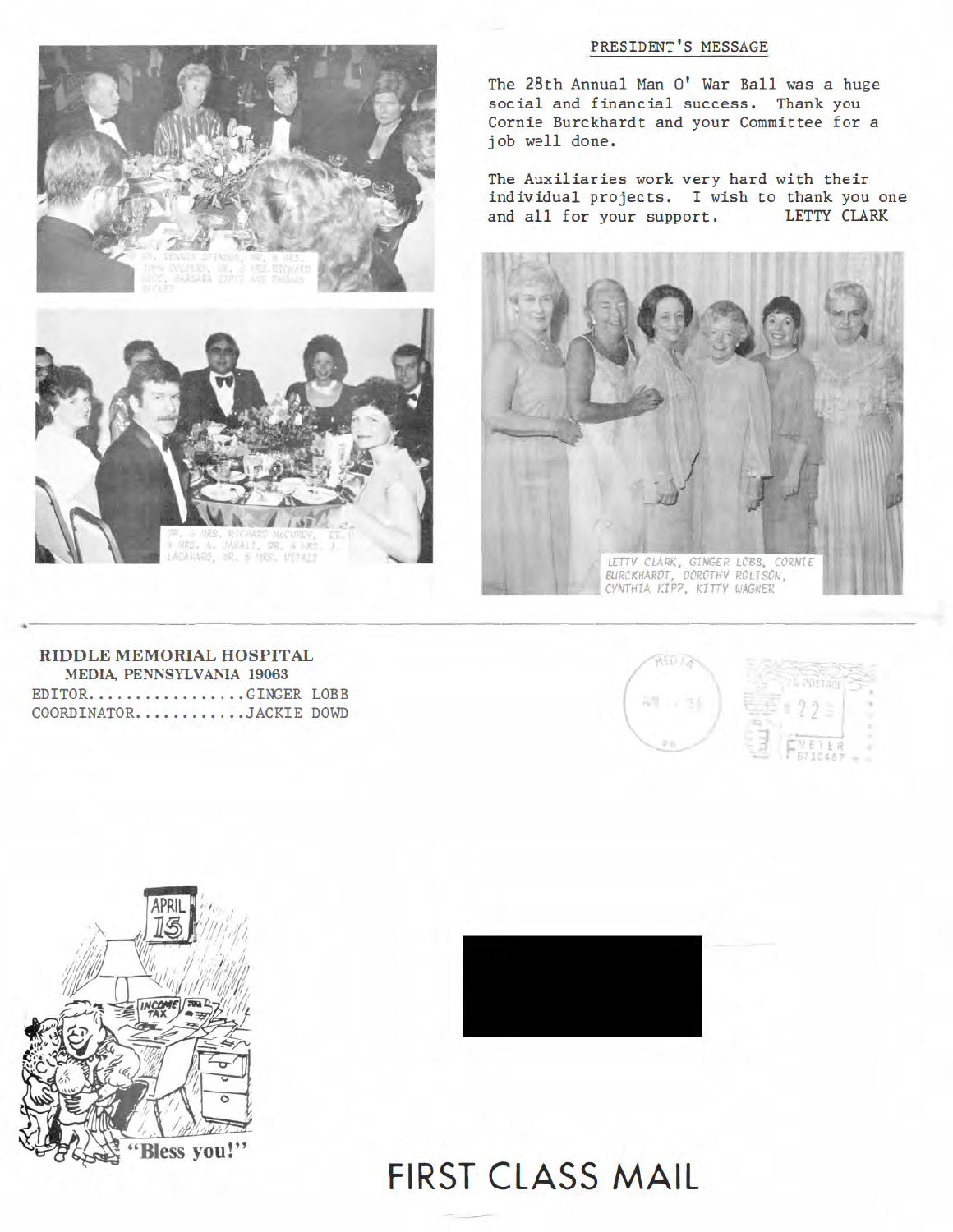## PRESIDENT'S MESSAGE

The 28th Annual Man O' War Ball was a huge social and financial success. Thank you Cornie Burckhardt and your Committee for a job well done.

The Auxiliaries work very hard with their individual projects. I wish to thank you one and all for your support. LETTY CLARK

DR. DENNIS STINSON, MR. & MRS. JOHN COLBURN, DR. & MRS. RICHARD WOOD, BARBARA KIRTY AND THOMAS BECKER

DR. & MRS. RICHARD McCURDY, DR. & MRS. A. JAMALI, DR. & MRS. J. LAZARUS, DR. & MRS. VITALE

LETTY CLARK, GINGER LOBB, CORNIE BURCKHARDT, DOROTHY ROLISON, CYNTHIA KIPP, KITTY WAGNER

**RIDDLE MEMORIAL HOSPITAL**
**MEDIA, PENNSYLVANIA 19063**

EDITOR.................GINGER LOBB
COORDINATOR............JACKIE DOWD

"Bless you!"

FIRST CLASS MAIL